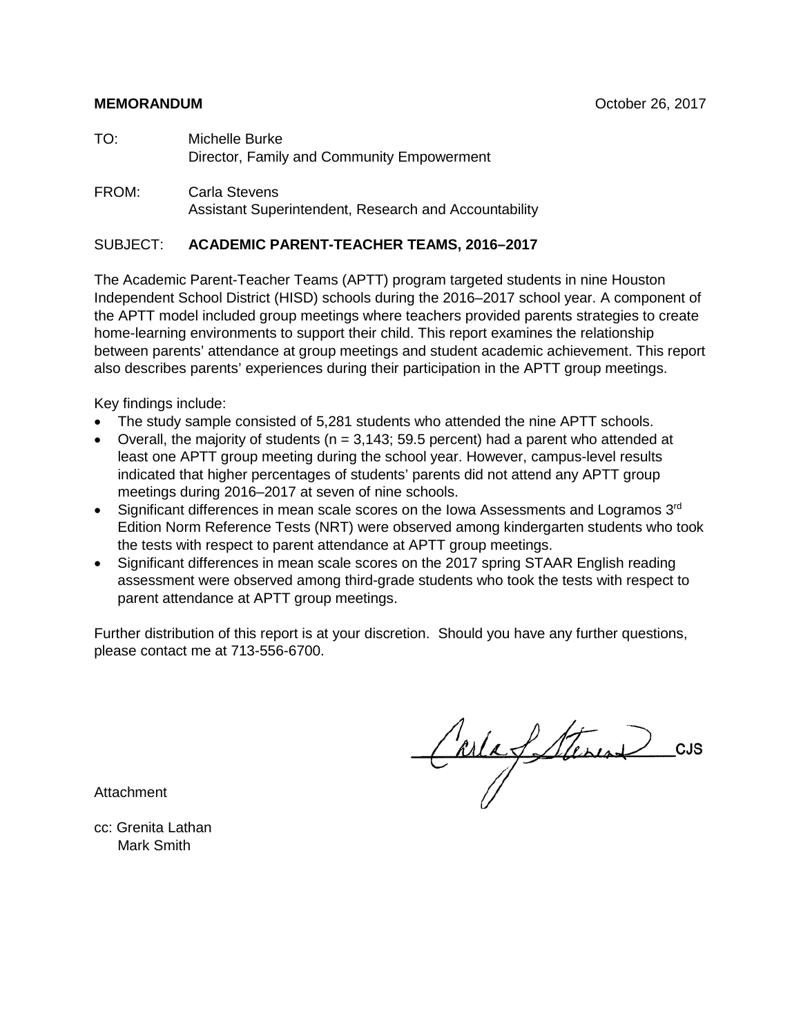**MEMORANDUM** October 26, 2017

TO: Michelle Burke
Director, Family and Community Empowerment

FROM: Carla Stevens
Assistant Superintendent, Research and Accountability

SUBJECT: **ACADEMIC PARENT-TEACHER TEAMS, 2016–2017**

The Academic Parent-Teacher Teams (APTT) program targeted students in nine Houston Independent School District (HISD) schools during the 2016–2017 school year. A component of the APTT model included group meetings where teachers provided parents strategies to create home-learning environments to support their child. This report examines the relationship between parents' attendance at group meetings and student academic achievement. This report also describes parents' experiences during their participation in the APTT group meetings.

Key findings include:

- The study sample consisted of 5,281 students who attended the nine APTT schools.
- Overall, the majority of students (n = 3,143; 59.5 percent) had a parent who attended at least one APTT group meeting during the school year. However, campus-level results indicated that higher percentages of students' parents did not attend any APTT group meetings during 2016–2017 at seven of nine schools.
- Significant differences in mean scale scores on the Iowa Assessments and Logramos 3rd Edition Norm Reference Tests (NRT) were observed among kindergarten students who took the tests with respect to parent attendance at APTT group meetings.
- Significant differences in mean scale scores on the 2017 spring STAAR English reading assessment were observed among third-grade students who took the tests with respect to parent attendance at APTT group meetings.

Further distribution of this report is at your discretion. Should you have any further questions, please contact me at 713-556-6700.

Carla J. Stevens CJS

Attachment

cc: Grenita Lathan
Mark Smith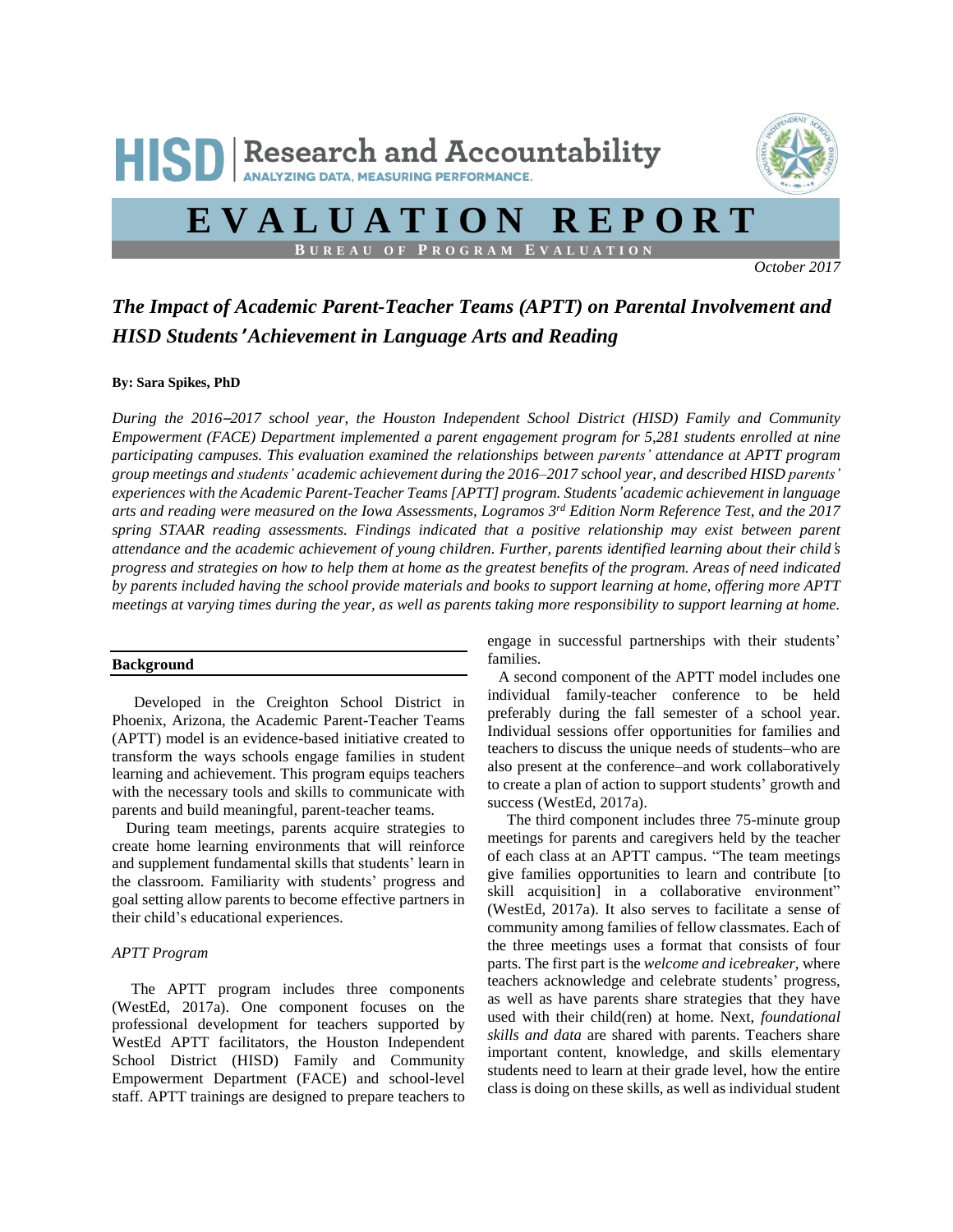# HISD | Research and Accountability

ANALYZING DATA, MEASURING PERFORMANCE.

# EVALUATION REPORT

BUREAU OF PROGRAM EVALUATION

*October 2017*

## *The Impact of Academic Parent-Teacher Teams (APTT) on Parental Involvement and HISD Students' Achievement in Language Arts and Reading*

**By: Sara Spikes, PhD**

*During the 2016–2017 school year, the Houston Independent School District (HISD) Family and Community Empowerment (FACE) Department implemented a parent engagement program for 5,281 students enrolled at nine participating campuses. This evaluation examined the relationships between parents' attendance at APTT program group meetings and students' academic achievement during the 2016–2017 school year, and described HISD parents' experiences with the Academic Parent-Teacher Teams [APTT] program. Students' academic achievement in language arts and reading were measured on the Iowa Assessments, Logramos 3rd Edition Norm Reference Test, and the 2017 spring STAAR reading assessments. Findings indicated that a positive relationship may exist between parent attendance and the academic achievement of young children. Further, parents identified learning about their child's progress and strategies on how to help them at home as the greatest benefits of the program. Areas of need indicated by parents included having the school provide materials and books to support learning at home, offering more APTT meetings at varying times during the year, as well as parents taking more responsibility to support learning at home.*

### Background

Developed in the Creighton School District in Phoenix, Arizona, the Academic Parent-Teacher Teams (APTT) model is an evidence-based initiative created to transform the ways schools engage families in student learning and achievement. This program equips teachers with the necessary tools and skills to communicate with parents and build meaningful, parent-teacher teams.

During team meetings, parents acquire strategies to create home learning environments that will reinforce and supplement fundamental skills that students' learn in the classroom. Familiarity with students' progress and goal setting allow parents to become effective partners in their child's educational experiences.

#### *APTT Program*

The APTT program includes three components (WestEd, 2017a). One component focuses on the professional development for teachers supported by WestEd APTT facilitators, the Houston Independent School District (HISD) Family and Community Empowerment Department (FACE) and school-level staff. APTT trainings are designed to prepare teachers to engage in successful partnerships with their students' families.

A second component of the APTT model includes one individual family-teacher conference to be held preferably during the fall semester of a school year. Individual sessions offer opportunities for families and teachers to discuss the unique needs of students–who are also present at the conference–and work collaboratively to create a plan of action to support students' growth and success (WestEd, 2017a).

The third component includes three 75-minute group meetings for parents and caregivers held by the teacher of each class at an APTT campus. "The team meetings give families opportunities to learn and contribute [to skill acquisition] in a collaborative environment" (WestEd, 2017a). It also serves to facilitate a sense of community among families of fellow classmates. Each of the three meetings uses a format that consists of four parts. The first part is the *welcome and icebreaker,* where teachers acknowledge and celebrate students' progress, as well as have parents share strategies that they have used with their child(ren) at home. Next, *foundational skills and data* are shared with parents. Teachers share important content, knowledge, and skills elementary students need to learn at their grade level, how the entire class is doing on these skills, as well as individual student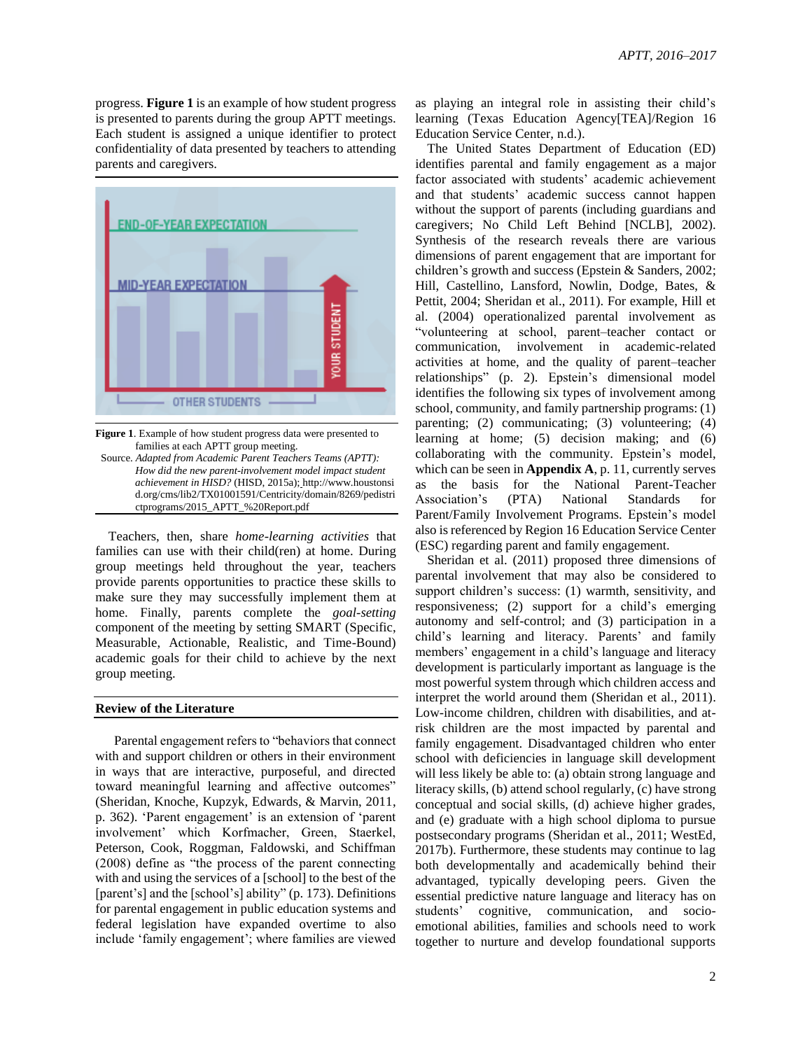progress. **Figure 1** is an example of how student progress is presented to parents during the group APTT meetings. Each student is assigned a unique identifier to protect confidentiality of data presented by teachers to attending parents and caregivers.

**Figure 1**. Example of how student progress data were presented to families at each APTT group meeting.
Source. *Adapted from Academic Parent Teachers Teams (APTT): How did the new parent-involvement model impact student achievement in HISD?* (HISD, 2015a); http://www.houstonisd.org/cms/lib2/TX01001591/Centricity/domain/8269/pedistrictprograms/2015_APTT_%20Report.pdf

Teachers, then, share *home-learning activities* that families can use with their child(ren) at home. During group meetings held throughout the year, teachers provide parents opportunities to practice these skills to make sure they may successfully implement them at home. Finally, parents complete the *goal-setting* component of the meeting by setting SMART (Specific, Measurable, Actionable, Realistic, and Time-Bound) academic goals for their child to achieve by the next group meeting.

## Review of the Literature

Parental engagement refers to "behaviors that connect with and support children or others in their environment in ways that are interactive, purposeful, and directed toward meaningful learning and affective outcomes" (Sheridan, Knoche, Kupzyk, Edwards, & Marvin, 2011, p. 362). 'Parent engagement' is an extension of 'parent involvement' which Korfmacher, Green, Staerkel, Peterson, Cook, Roggman, Faldowski, and Schiffman (2008) define as "the process of the parent connecting with and using the services of a [school] to the best of the [parent's] and the [school's] ability" (p. 173). Definitions for parental engagement in public education systems and federal legislation have expanded overtime to also include 'family engagement'; where families are viewed as playing an integral role in assisting their child's learning (Texas Education Agency[TEA]/Region 16 Education Service Center, n.d.).

The United States Department of Education (ED) identifies parental and family engagement as a major factor associated with students' academic achievement and that students' academic success cannot happen without the support of parents (including guardians and caregivers; No Child Left Behind [NCLB], 2002). Synthesis of the research reveals there are various dimensions of parent engagement that are important for children's growth and success (Epstein & Sanders, 2002; Hill, Castellino, Lansford, Nowlin, Dodge, Bates, & Pettit, 2004; Sheridan et al., 2011). For example, Hill et al. (2004) operationalized parental involvement as "volunteering at school, parent–teacher contact or communication, involvement in academic-related activities at home, and the quality of parent–teacher relationships" (p. 2). Epstein's dimensional model identifies the following six types of involvement among school, community, and family partnership programs: (1) parenting; (2) communicating; (3) volunteering; (4) learning at home; (5) decision making; and (6) collaborating with the community. Epstein's model, which can be seen in **Appendix A**, p. 11, currently serves as the basis for the National Parent-Teacher Association's (PTA) National Standards for Parent/Family Involvement Programs. Epstein's model also is referenced by Region 16 Education Service Center (ESC) regarding parent and family engagement.

Sheridan et al. (2011) proposed three dimensions of parental involvement that may also be considered to support children's success: (1) warmth, sensitivity, and responsiveness; (2) support for a child's emerging autonomy and self-control; and (3) participation in a child's learning and literacy. Parents' and family members' engagement in a child's language and literacy development is particularly important as language is the most powerful system through which children access and interpret the world around them (Sheridan et al., 2011). Low-income children, children with disabilities, and at-risk children are the most impacted by parental and family engagement. Disadvantaged children who enter school with deficiencies in language skill development will less likely be able to: (a) obtain strong language and literacy skills, (b) attend school regularly, (c) have strong conceptual and social skills, (d) achieve higher grades, and (e) graduate with a high school diploma to pursue postsecondary programs (Sheridan et al., 2011; WestEd, 2017b). Furthermore, these students may continue to lag both developmentally and academically behind their advantaged, typically developing peers. Given the essential predictive nature language and literacy has on students' cognitive, communication, and socio-emotional abilities, families and schools need to work together to nurture and develop foundational supports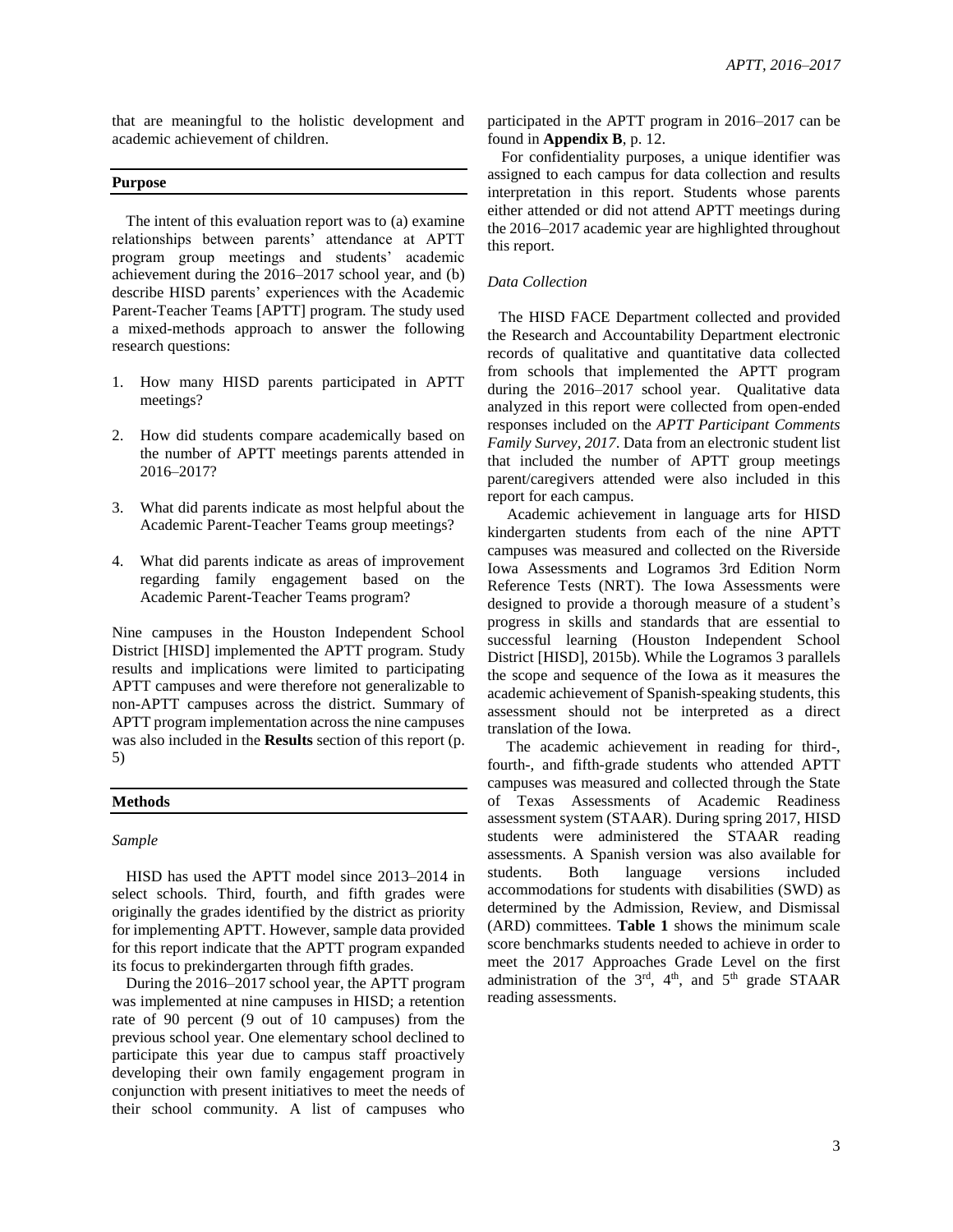that are meaningful to the holistic development and academic achievement of children.

## Purpose

The intent of this evaluation report was to (a) examine relationships between parents' attendance at APTT program group meetings and students' academic achievement during the 2016–2017 school year, and (b) describe HISD parents' experiences with the Academic Parent-Teacher Teams [APTT] program. The study used a mixed-methods approach to answer the following research questions:

1. How many HISD parents participated in APTT meetings?
2. How did students compare academically based on the number of APTT meetings parents attended in 2016–2017?
3. What did parents indicate as most helpful about the Academic Parent-Teacher Teams group meetings?
4. What did parents indicate as areas of improvement regarding family engagement based on the Academic Parent-Teacher Teams program?

Nine campuses in the Houston Independent School District [HISD] implemented the APTT program. Study results and implications were limited to participating APTT campuses and were therefore not generalizable to non-APTT campuses across the district. Summary of APTT program implementation across the nine campuses was also included in the **Results** section of this report (p. 5)

## Methods

### *Sample*

HISD has used the APTT model since 2013–2014 in select schools. Third, fourth, and fifth grades were originally the grades identified by the district as priority for implementing APTT. However, sample data provided for this report indicate that the APTT program expanded its focus to prekindergarten through fifth grades.

During the 2016–2017 school year, the APTT program was implemented at nine campuses in HISD; a retention rate of 90 percent (9 out of 10 campuses) from the previous school year. One elementary school declined to participate this year due to campus staff proactively developing their own family engagement program in conjunction with present initiatives to meet the needs of their school community. A list of campuses who participated in the APTT program in 2016–2017 can be found in **Appendix B**, p. 12.

For confidentiality purposes, a unique identifier was assigned to each campus for data collection and results interpretation in this report. Students whose parents either attended or did not attend APTT meetings during the 2016–2017 academic year are highlighted throughout this report.

### *Data Collection*

The HISD FACE Department collected and provided the Research and Accountability Department electronic records of qualitative and quantitative data collected from schools that implemented the APTT program during the 2016–2017 school year. Qualitative data analyzed in this report were collected from open-ended responses included on the *APTT Participant Comments Family Survey, 2017*. Data from an electronic student list that included the number of APTT group meetings parent/caregivers attended were also included in this report for each campus.

Academic achievement in language arts for HISD kindergarten students from each of the nine APTT campuses was measured and collected on the Riverside Iowa Assessments and Logramos 3rd Edition Norm Reference Tests (NRT). The Iowa Assessments were designed to provide a thorough measure of a student's progress in skills and standards that are essential to successful learning (Houston Independent School District [HISD], 2015b). While the Logramos 3 parallels the scope and sequence of the Iowa as it measures the academic achievement of Spanish-speaking students, this assessment should not be interpreted as a direct translation of the Iowa.

The academic achievement in reading for third-, fourth-, and fifth-grade students who attended APTT campuses was measured and collected through the State of Texas Assessments of Academic Readiness assessment system (STAAR). During spring 2017, HISD students were administered the STAAR reading assessments. A Spanish version was also available for students. Both language versions included accommodations for students with disabilities (SWD) as determined by the Admission, Review, and Dismissal (ARD) committees. **Table 1** shows the minimum scale score benchmarks students needed to achieve in order to meet the 2017 Approaches Grade Level on the first administration of the 3rd, 4th, and 5th grade STAAR reading assessments.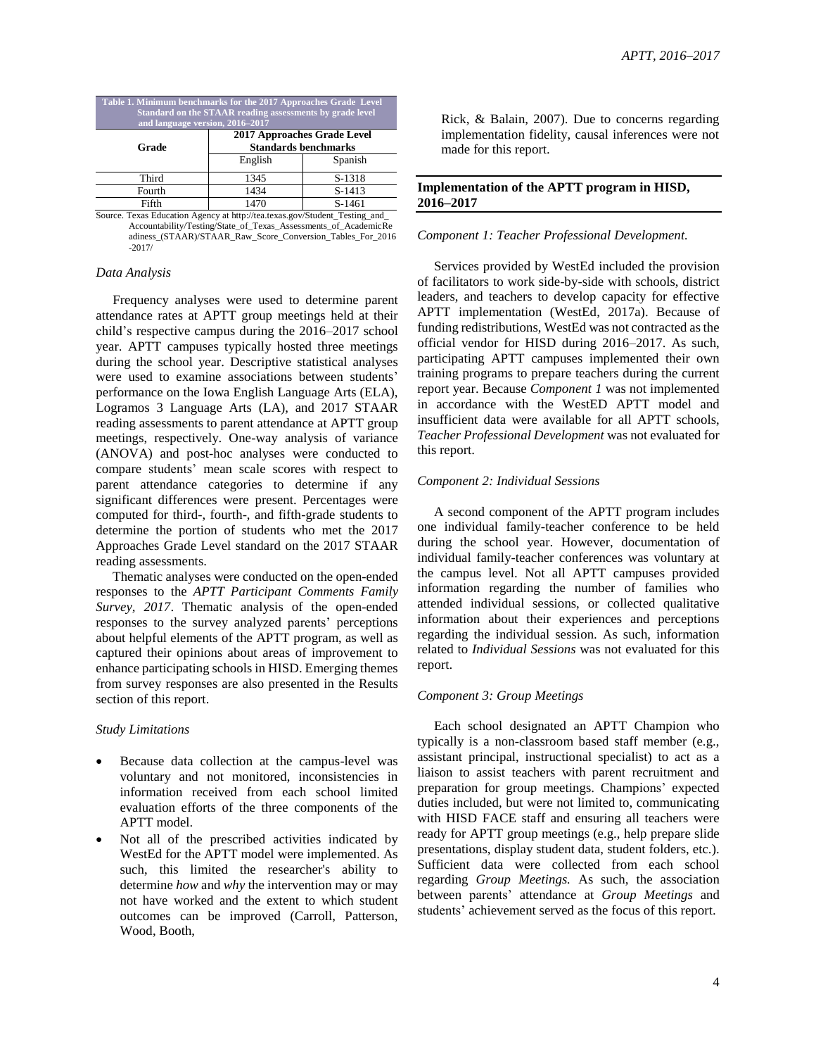Table 1. Minimum benchmarks for the 2017 Approaches Grade Level Standard on the STAAR reading assessments by grade level and language version, 2016–2017

| Grade | 2017 Approaches Grade Level Standards benchmarks | |
|---|---|---|
| | English | Spanish |
| Third | 1345 | S-1318 |
| Fourth | 1434 | S-1413 |
| Fifth | 1470 | S-1461 |

Source. Texas Education Agency at http://tea.texas.gov/Student_Testing_and_Accountability/Testing/State_of_Texas_Assessments_of_AcademicReadiness_(STAAR)/STAAR_Raw_Score_Conversion_Tables_For_2016-2017/

### *Data Analysis*

Frequency analyses were used to determine parent attendance rates at APTT group meetings held at their child's respective campus during the 2016–2017 school year. APTT campuses typically hosted three meetings during the school year. Descriptive statistical analyses were used to examine associations between students' performance on the Iowa English Language Arts (ELA), Logramos 3 Language Arts (LA), and 2017 STAAR reading assessments to parent attendance at APTT group meetings, respectively. One-way analysis of variance (ANOVA) and post-hoc analyses were conducted to compare students' mean scale scores with respect to parent attendance categories to determine if any significant differences were present. Percentages were computed for third-, fourth-, and fifth-grade students to determine the portion of students who met the 2017 Approaches Grade Level standard on the 2017 STAAR reading assessments.

Thematic analyses were conducted on the open-ended responses to the *APTT Participant Comments Family Survey, 2017*. Thematic analysis of the open-ended responses to the survey analyzed parents' perceptions about helpful elements of the APTT program, as well as captured their opinions about areas of improvement to enhance participating schools in HISD. Emerging themes from survey responses are also presented in the Results section of this report.

### *Study Limitations*

- Because data collection at the campus-level was voluntary and not monitored, inconsistencies in information received from each school limited evaluation efforts of the three components of the APTT model.
- Not all of the prescribed activities indicated by WestEd for the APTT model were implemented. As such, this limited the researcher's ability to determine *how* and *why* the intervention may or may not have worked and the extent to which student outcomes can be improved (Carroll, Patterson, Wood, Booth, Rick, & Balain, 2007). Due to concerns regarding implementation fidelity, causal inferences were not made for this report.

## Implementation of the APTT program in HISD, 2016–2017

### *Component 1: Teacher Professional Development.*

Services provided by WestEd included the provision of facilitators to work side-by-side with schools, district leaders, and teachers to develop capacity for effective APTT implementation (WestEd, 2017a). Because of funding redistributions, WestEd was not contracted as the official vendor for HISD during 2016–2017. As such, participating APTT campuses implemented their own training programs to prepare teachers during the current report year. Because *Component 1* was not implemented in accordance with the WestED APTT model and insufficient data were available for all APTT schools, *Teacher Professional Development* was not evaluated for this report.

### *Component 2: Individual Sessions*

A second component of the APTT program includes one individual family-teacher conference to be held during the school year. However, documentation of individual family-teacher conferences was voluntary at the campus level. Not all APTT campuses provided information regarding the number of families who attended individual sessions, or collected qualitative information about their experiences and perceptions regarding the individual session. As such, information related to *Individual Sessions* was not evaluated for this report.

### *Component 3: Group Meetings*

Each school designated an APTT Champion who typically is a non-classroom based staff member (e.g., assistant principal, instructional specialist) to act as a liaison to assist teachers with parent recruitment and preparation for group meetings. Champions' expected duties included, but were not limited to, communicating with HISD FACE staff and ensuring all teachers were ready for APTT group meetings (e.g., help prepare slide presentations, display student data, student folders, etc.). Sufficient data were collected from each school regarding *Group Meetings.* As such, the association between parents' attendance at *Group Meetings* and students' achievement served as the focus of this report.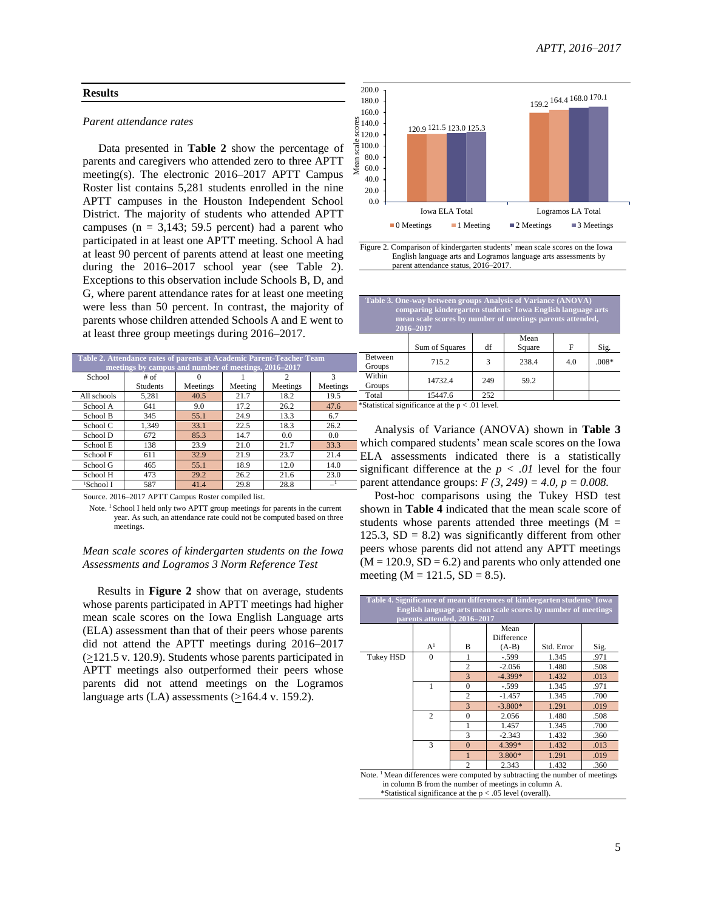## Results

*Parent attendance rates*

Data presented in **Table 2** show the percentage of parents and caregivers who attended zero to three APTT meeting(s). The electronic 2016–2017 APTT Campus Roster list contains 5,281 students enrolled in the nine APTT campuses in the Houston Independent School District. The majority of students who attended APTT campuses (n = 3,143; 59.5 percent) had a parent who participated in at least one APTT meeting. School A had at least 90 percent of parents attend at least one meeting during the 2016–2017 school year (see Table 2). Exceptions to this observation include Schools B, D, and G, where parent attendance rates for at least one meeting were less than 50 percent. In contrast, the majority of parents whose children attended Schools A and E went to at least three group meetings during 2016–2017.

**Table 2. Attendance rates of parents at Academic Parent-Teacher Team meetings by campus and number of meetings, 2016–2017**

| School | # of Students | 0 Meetings | 1 Meeting | 2 Meetings | 3 Meetings |
|---|---|---|---|---|---|
| All schools | 5,281 | 40.5 | 21.7 | 18.2 | 19.5 |
| School A | 641 | 9.0 | 17.2 | 26.2 | 47.6 |
| School B | 345 | 55.1 | 24.9 | 13.3 | 6.7 |
| School C | 1,349 | 33.1 | 22.5 | 18.3 | 26.2 |
| School D | 672 | 85.3 | 14.7 | 0.0 | 0.0 |
| School E | 138 | 23.9 | 21.0 | 21.7 | 33.3 |
| School F | 611 | 32.9 | 21.9 | 23.7 | 21.4 |
| School G | 465 | 55.1 | 18.9 | 12.0 | 14.0 |
| School H | 473 | 29.2 | 26.2 | 21.6 | 23.0 |
| [1]School I | 587 | 41.4 | 29.8 | 28.8 | –[1] |

Source. 2016–2017 APTT Campus Roster compiled list.

Note. [1] School I held only two APTT group meetings for parents in the current year. As such, an attendance rate could not be computed based on three meetings.

*Mean scale scores of kindergarten students on the Iowa Assessments and Logramos 3 Norm Reference Test*

Results in **Figure 2** show that on average, students whose parents participated in APTT meetings had higher mean scale scores on the Iowa English Language arts (ELA) assessment than that of their peers whose parents did not attend the APTT meetings during 2016–2017 ($\geq$121.5 v. 120.9). Students whose parents participated in APTT meetings also outperformed their peers whose parents did not attend meetings on the Logramos language arts (LA) assessments ($\geq$164.4 v. 159.2).

| | 0 Meetings | 1 Meeting | 2 Meetings | 3 Meetings |
|---|---|---|---|---|
| Iowa ELA Total | 120.9 | 121.5 | 123.0 | 125.3 |
| Logramos LA Total | 159.2 | 164.4 | 168.0 | 170.1 |

Figure 2. Comparison of kindergarten students' mean scale scores on the Iowa English language arts and Logramos language arts assessments by parent attendance status, 2016–2017.

**Table 3. One-way between groups Analysis of Variance (ANOVA) comparing kindergarten students' Iowa English language arts mean scale scores by number of meetings parents attended, 2016–2017**

| | Sum of Squares | df | Mean Square | F | Sig. |
|---|---|---|---|---|---|
| Between Groups | 715.2 | 3 | 238.4 | 4.0 | .008* |
| Within Groups | 14732.4 | 249 | 59.2 | | |
| Total | 15447.6 | 252 | | | |

*Statistical significance at the p < .01 level.

Analysis of Variance (ANOVA) shown in **Table 3** which compared students' mean scale scores on the Iowa ELA assessments indicated there is a statistically significant difference at the $p < .01$ level for the four parent attendance groups: $F(3, 249) = 4.0$, $p = 0.008$.

Post-hoc comparisons using the Tukey HSD test shown in **Table 4** indicated that the mean scale score of students whose parents attended three meetings (M = 125.3, SD = 8.2) was significantly different from other peers whose parents did not attend any APTT meetings (M = 120.9, SD = 6.2) and parents who only attended one meeting (M = 121.5, SD = 8.5).

**Table 4. Significance of mean differences of kindergarten students' Iowa English language arts mean scale scores by number of meetings parents attended, 2016–2017**

| | A[1] | B | Mean Difference (A-B) | Std. Error | Sig. |
|---|---|---|---|---|---|
| Tukey HSD | 0 | 1 | -.599 | 1.345 | .971 |
| | | 2 | -2.056 | 1.480 | .508 |
| | | 3 | -4.399* | 1.432 | .013 |
| | 1 | 0 | -.599 | 1.345 | .971 |
| | | 2 | -1.457 | 1.345 | .700 |
| | | 3 | -3.800* | 1.291 | .019 |
| | 2 | 0 | 2.056 | 1.480 | .508 |
| | | 1 | 1.457 | 1.345 | .700 |
| | | 3 | -2.343 | 1.432 | .360 |
| | 3 | 0 | 4.399* | 1.432 | .013 |
| | | 1 | 3.800* | 1.291 | .019 |
| | | 2 | 2.343 | 1.432 | .360 |

Note. [1] Mean differences were computed by subtracting the number of meetings in column B from the number of meetings in column A.
*Statistical significance at the p < .05 level (overall).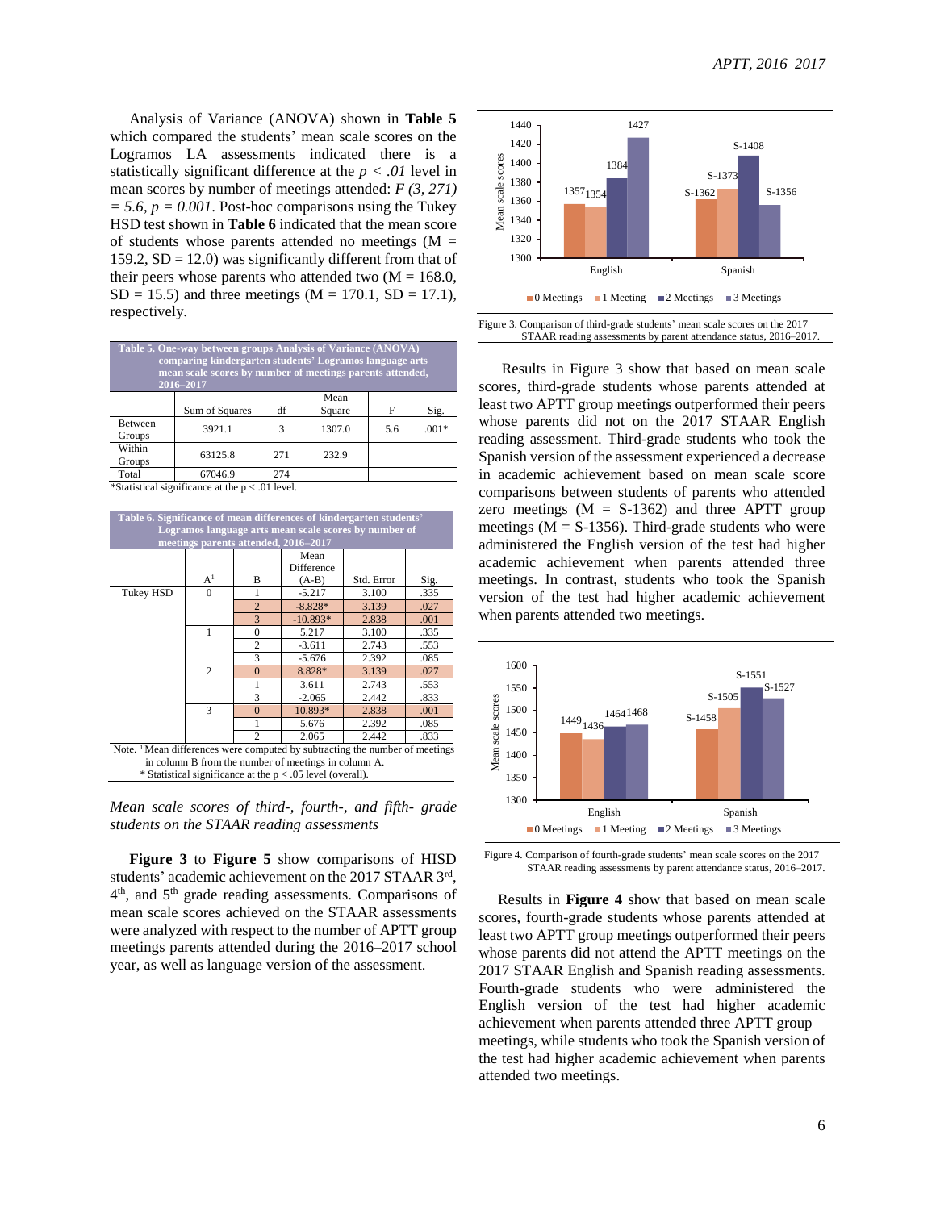Analysis of Variance (ANOVA) shown in **Table 5** which compared the students' mean scale scores on the Logramos LA assessments indicated there is a statistically significant difference at the $p < .01$ level in mean scores by number of meetings attended: $F(3, 271) = 5.6, p = 0.001$. Post-hoc comparisons using the Tukey HSD test shown in **Table 6** indicated that the mean score of students whose parents attended no meetings (M = 159.2, SD = 12.0) was significantly different from that of their peers whose parents who attended two (M = 168.0, SD = 15.5) and three meetings (M = 170.1, SD = 17.1), respectively.

**Table 5. One-way between groups Analysis of Variance (ANOVA) comparing kindergarten students' Logramos language arts mean scale scores by number of meetings parents attended, 2016–2017**

| | Sum of Squares | df | Mean Square | F | Sig. |
|---|---|---|---|---|---|
| Between Groups | 3921.1 | 3 | 1307.0 | 5.6 | .001* |
| Within Groups | 63125.8 | 271 | 232.9 | | |
| Total | 67046.9 | 274 | | | |

*Statistical significance at the p < .01 level.

**Table 6. Significance of mean differences of kindergarten students' Logramos language arts mean scale scores by number of meetings parents attended, 2016–2017**

| | A[1] | B | Mean Difference (A-B) | Std. Error | Sig. |
|---|---|---|---|---|---|
| Tukey HSD | 0 | 1 | -5.217 | 3.100 | .335 |
| | | 2 | -8.828* | 3.139 | .027 |
| | | 3 | -10.893* | 2.838 | .001 |
| | 1 | 0 | 5.217 | 3.100 | .335 |
| | | 2 | -3.611 | 2.743 | .553 |
| | | 3 | -5.676 | 2.392 | .085 |
| | 2 | 0 | 8.828* | 3.139 | .027 |
| | | 1 | 3.611 | 2.743 | .553 |
| | | 3 | -2.065 | 2.442 | .833 |
| | 3 | 0 | 10.893* | 2.838 | .001 |
| | | 1 | 5.676 | 2.392 | .085 |
| | | 2 | 2.065 | 2.442 | .833 |

Note. [1] Mean differences were computed by subtracting the number of meetings in column B from the number of meetings in column A.
\* Statistical significance at the p < .05 level (overall).

### *Mean scale scores of third-, fourth-, and fifth- grade students on the STAAR reading assessments*

**Figure 3** to **Figure 5** show comparisons of HISD students' academic achievement on the 2017 STAAR 3rd, 4th, and 5th grade reading assessments. Comparisons of mean scale scores achieved on the STAAR assessments were analyzed with respect to the number of APTT group meetings parents attended during the 2016–2017 school year, as well as language version of the assessment.

Figure 3. Comparison of third-grade students' mean scale scores on the 2017 STAAR reading assessments by parent attendance status, 2016–2017.

Results in Figure 3 show that based on mean scale scores, third-grade students whose parents attended at least two APTT group meetings outperformed their peers whose parents did not on the 2017 STAAR English reading assessment. Third-grade students who took the Spanish version of the assessment experienced a decrease in academic achievement based on mean scale score comparisons between students of parents who attended zero meetings (M = S-1362) and three APTT group meetings (M = S-1356). Third-grade students who were administered the English version of the test had higher academic achievement when parents attended three meetings. In contrast, students who took the Spanish version of the test had higher academic achievement when parents attended two meetings.

Figure 4. Comparison of fourth-grade students' mean scale scores on the 2017 STAAR reading assessments by parent attendance status, 2016–2017.

Results in **Figure 4** show that based on mean scale scores, fourth-grade students whose parents attended at least two APTT group meetings outperformed their peers whose parents did not attend the APTT meetings on the 2017 STAAR English and Spanish reading assessments. Fourth-grade students who were administered the English version of the test had higher academic achievement when parents attended three APTT group meetings, while students who took the Spanish version of the test had higher academic achievement when parents attended two meetings.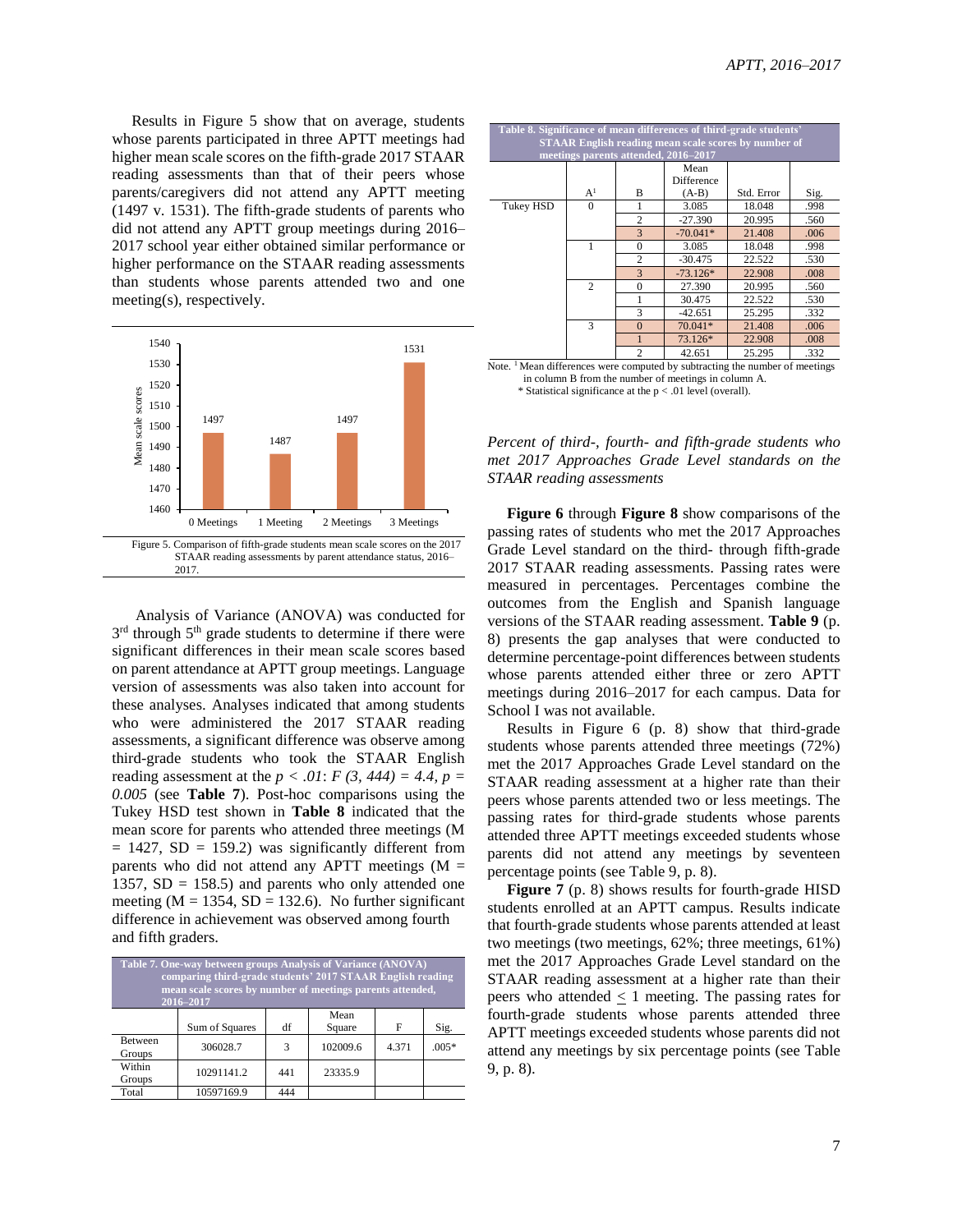Results in Figure 5 show that on average, students whose parents participated in three APTT meetings had higher mean scale scores on the fifth-grade 2017 STAAR reading assessments than that of their peers whose parents/caregivers did not attend any APTT meeting (1497 v. 1531). The fifth-grade students of parents who did not attend any APTT group meetings during 2016–2017 school year either obtained similar performance or higher performance on the STAAR reading assessments than students whose parents attended two and one meeting(s), respectively.

| | 0 Meetings | 1 Meeting | 2 Meetings | 3 Meetings |
|---|---|---|---|---|
| Mean scale scores | 1497 | 1487 | 1497 | 1531 |

Figure 5. Comparison of fifth-grade students mean scale scores on the 2017 STAAR reading assessments by parent attendance status, 2016–2017.

Analysis of Variance (ANOVA) was conducted for 3rd through 5th grade students to determine if there were significant differences in their mean scale scores based on parent attendance at APTT group meetings. Language version of assessments was also taken into account for these analyses. Analyses indicated that among students who were administered the 2017 STAAR reading assessments, a significant difference was observe among third-grade students who took the STAAR English reading assessment at the $p < .01$: $F(3, 444) = 4.4$, $p = 0.005$ (see **Table 7**). Post-hoc comparisons using the Tukey HSD test shown in **Table 8** indicated that the mean score for parents who attended three meetings (M = 1427, SD = 159.2) was significantly different from parents who did not attend any APTT meetings (M = 1357, SD = 158.5) and parents who only attended one meeting (M = 1354, SD = 132.6). No further significant difference in achievement was observed among fourth and fifth graders.

**Table 7. One-way between groups Analysis of Variance (ANOVA) comparing third-grade students' 2017 STAAR English reading mean scale scores by number of meetings parents attended, 2016–2017**

| | Sum of Squares | df | Mean Square | F | Sig. |
|---|---|---|---|---|---|
| Between Groups | 306028.7 | 3 | 102009.6 | 4.371 | .005* |
| Within Groups | 10291141.2 | 441 | 23335.9 | | |
| Total | 10597169.9 | 444 | | | |

**Table 8. Significance of mean differences of third-grade students' STAAR English reading mean scale scores by number of meetings parents attended, 2016–2017**

| | A[1] | B | Mean Difference (A-B) | Std. Error | Sig. |
|---|---|---|---|---|---|
| Tukey HSD | 0 | 1 | 3.085 | 18.048 | .998 |
| | | 2 | -27.390 | 20.995 | .560 |
| | | 3 | -70.041* | 21.408 | .006 |
| | 1 | 0 | 3.085 | 18.048 | .998 |
| | | 2 | -30.475 | 22.522 | .530 |
| | | 3 | -73.126* | 22.908 | .008 |
| | 2 | 0 | 27.390 | 20.995 | .560 |
| | | 1 | 30.475 | 22.522 | .530 |
| | | 3 | -42.651 | 25.295 | .332 |
| | 3 | 0 | 70.041* | 21.408 | .006 |
| | | 1 | 73.126* | 22.908 | .008 |
| | | 2 | 42.651 | 25.295 | .332 |

Note. [1] Mean differences were computed by subtracting the number of meetings in column B from the number of meetings in column A.
* Statistical significance at the p < .01 level (overall).

*Percent of third-, fourth- and fifth-grade students who met 2017 Approaches Grade Level standards on the STAAR reading assessments*

**Figure 6** through **Figure 8** show comparisons of the passing rates of students who met the 2017 Approaches Grade Level standard on the third- through fifth-grade 2017 STAAR reading assessments. Passing rates were measured in percentages. Percentages combine the outcomes from the English and Spanish language versions of the STAAR reading assessment. **Table 9** (p. 8) presents the gap analyses that were conducted to determine percentage-point differences between students whose parents attended either three or zero APTT meetings during 2016–2017 for each campus. Data for School I was not available.

Results in Figure 6 (p. 8) show that third-grade students whose parents attended three meetings (72%) met the 2017 Approaches Grade Level standard on the STAAR reading assessment at a higher rate than their peers whose parents attended two or less meetings. The passing rates for third-grade students whose parents attended three APTT meetings exceeded students whose parents did not attend any meetings by seventeen percentage points (see Table 9, p. 8).

**Figure 7** (p. 8) shows results for fourth-grade HISD students enrolled at an APTT campus. Results indicate that fourth-grade students whose parents attended at least two meetings (two meetings, 62%; three meetings, 61%) met the 2017 Approaches Grade Level standard on the STAAR reading assessment at a higher rate than their peers who attended $\leq$ 1 meeting. The passing rates for fourth-grade students whose parents attended three APTT meetings exceeded students whose parents did not attend any meetings by six percentage points (see Table 9, p. 8).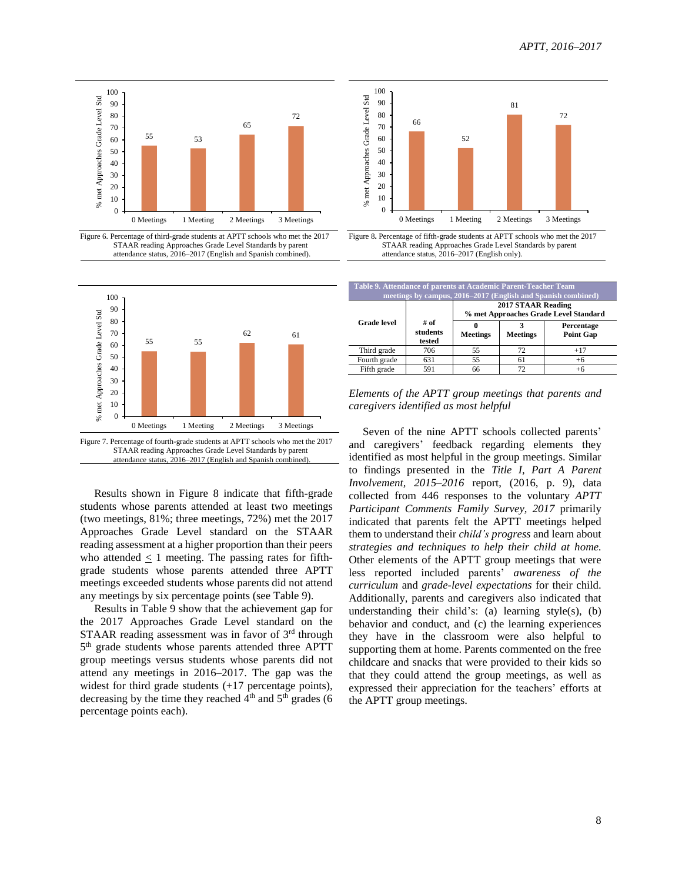Figure 6. Percentage of third-grade students at APTT schools who met the 2017 STAAR reading Approaches Grade Level Standards by parent attendance status, 2016–2017 (English and Spanish combined).

Figure 8. Percentage of fifth-grade students at APTT schools who met the 2017 STAAR reading Approaches Grade Level Standards by parent attendance status, 2016–2017 (English only).

Figure 7. Percentage of fourth-grade students at APTT schools who met the 2017 STAAR reading Approaches Grade Level Standards by parent attendance status, 2016–2017 (English and Spanish combined).

Results shown in Figure 8 indicate that fifth-grade students whose parents attended at least two meetings (two meetings, 81%; three meetings, 72%) met the 2017 Approaches Grade Level standard on the STAAR reading assessment at a higher proportion than their peers who attended ≤ 1 meeting. The passing rates for fifth-grade students whose parents attended three APTT meetings exceeded students whose parents did not attend any meetings by six percentage points (see Table 9).

Results in Table 9 show that the achievement gap for the 2017 Approaches Grade Level standard on the STAAR reading assessment was in favor of 3rd through 5th grade students whose parents attended three APTT group meetings versus students whose parents did not attend any meetings in 2016–2017. The gap was the widest for third grade students (+17 percentage points), decreasing by the time they reached 4th and 5th grades (6 percentage points each).

**Table 9. Attendance of parents at Academic Parent-Teacher Team meetings by campus, 2016–2017 (English and Spanish combined)**

| Grade level | # of students tested | 2017 STAAR Reading % met Approaches Grade Level Standard | | |
|---|---|---|---|---|
| | | 0 Meetings | 3 Meetings | Percentage Point Gap |
| Third grade | 706 | 55 | 72 | +17 |
| Fourth grade | 631 | 55 | 61 | +6 |
| Fifth grade | 591 | 66 | 72 | +6 |

*Elements of the APTT group meetings that parents and caregivers identified as most helpful*

Seven of the nine APTT schools collected parents' and caregivers' feedback regarding elements they identified as most helpful in the group meetings. Similar to findings presented in the *Title I, Part A Parent Involvement, 2015–2016* report, (2016, p. 9), data collected from 446 responses to the voluntary *APTT Participant Comments Family Survey, 2017* primarily indicated that parents felt the APTT meetings helped them to understand their *child's progress* and learn about *strategies and techniques to help their child at home.* Other elements of the APTT group meetings that were less reported included parents' *awareness of the curriculum* and *grade-level expectations* for their child. Additionally, parents and caregivers also indicated that understanding their child's: (a) learning style(s), (b) behavior and conduct, and (c) the learning experiences they have in the classroom were also helpful to supporting them at home. Parents commented on the free childcare and snacks that were provided to their kids so that they could attend the group meetings, as well as expressed their appreciation for the teachers' efforts at the APTT group meetings.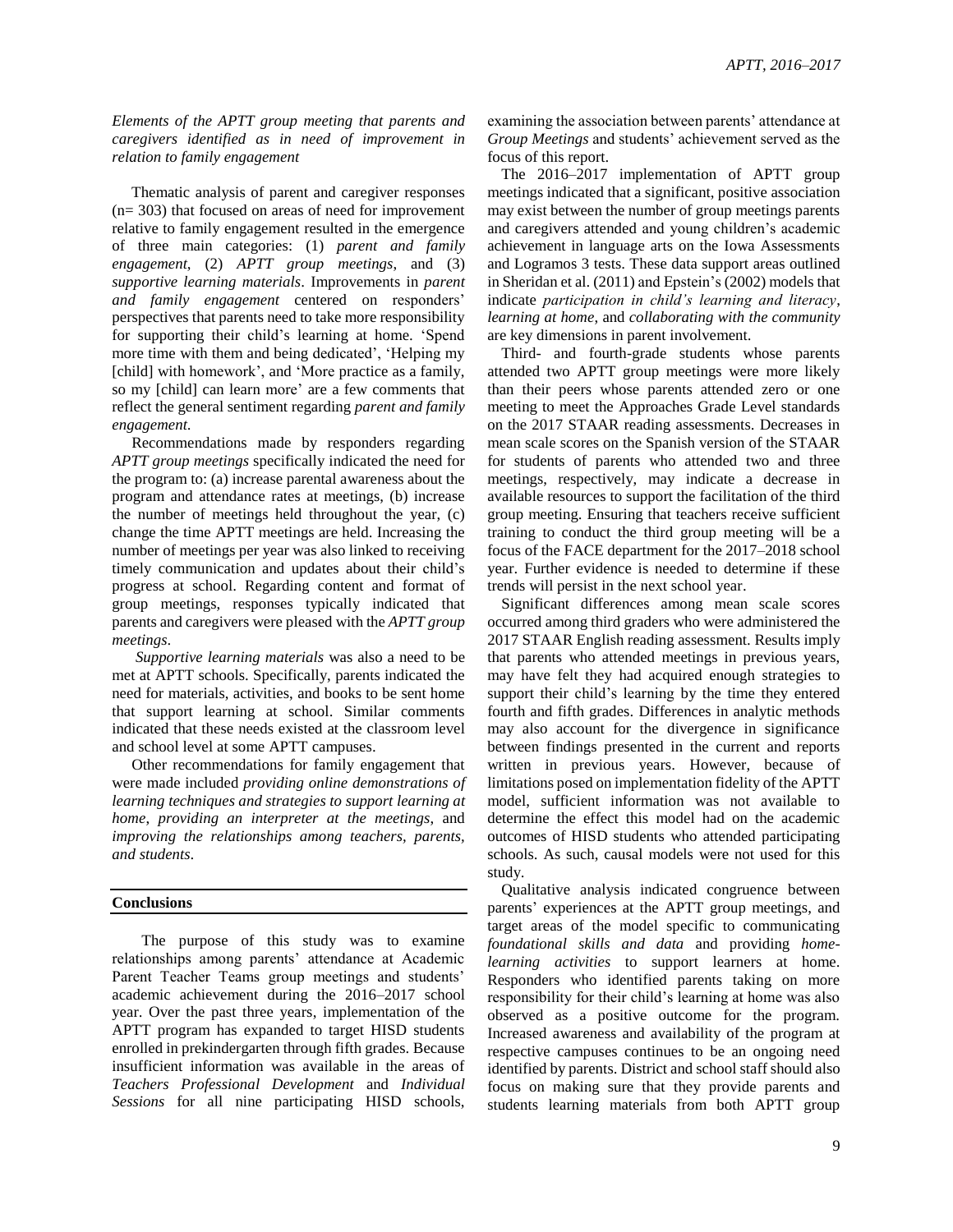*Elements of the APTT group meeting that parents and caregivers identified as in need of improvement in relation to family engagement*

Thematic analysis of parent and caregiver responses (n= 303) that focused on areas of need for improvement relative to family engagement resulted in the emergence of three main categories: (1) *parent and family engagement*, (2) *APTT group meetings*, and (3) *supportive learning materials*. Improvements in *parent and family engagement* centered on responders' perspectives that parents need to take more responsibility for supporting their child's learning at home. 'Spend more time with them and being dedicated', 'Helping my [child] with homework', and 'More practice as a family, so my [child] can learn more' are a few comments that reflect the general sentiment regarding *parent and family engagement.*

Recommendations made by responders regarding *APTT group meetings* specifically indicated the need for the program to: (a) increase parental awareness about the program and attendance rates at meetings, (b) increase the number of meetings held throughout the year, (c) change the time APTT meetings are held. Increasing the number of meetings per year was also linked to receiving timely communication and updates about their child's progress at school. Regarding content and format of group meetings, responses typically indicated that parents and caregivers were pleased with the *APTT group meetings*.

*Supportive learning materials* was also a need to be met at APTT schools. Specifically, parents indicated the need for materials, activities, and books to be sent home that support learning at school. Similar comments indicated that these needs existed at the classroom level and school level at some APTT campuses.

Other recommendations for family engagement that were made included *providing online demonstrations of learning techniques and strategies to support learning at home*, *providing an interpreter at the meetings*, and *improving the relationships among teachers, parents, and students*.

## Conclusions

The purpose of this study was to examine relationships among parents' attendance at Academic Parent Teacher Teams group meetings and students' academic achievement during the 2016–2017 school year. Over the past three years, implementation of the APTT program has expanded to target HISD students enrolled in prekindergarten through fifth grades. Because insufficient information was available in the areas of *Teachers Professional Development* and *Individual Sessions* for all nine participating HISD schools, examining the association between parents' attendance at *Group Meetings* and students' achievement served as the focus of this report.

The 2016–2017 implementation of APTT group meetings indicated that a significant, positive association may exist between the number of group meetings parents and caregivers attended and young children's academic achievement in language arts on the Iowa Assessments and Logramos 3 tests. These data support areas outlined in Sheridan et al. (2011) and Epstein's (2002) models that indicate *participation in child's learning and literacy*, *learning at home*, and *collaborating with the community* are key dimensions in parent involvement.

Third- and fourth-grade students whose parents attended two APTT group meetings were more likely than their peers whose parents attended zero or one meeting to meet the Approaches Grade Level standards on the 2017 STAAR reading assessments. Decreases in mean scale scores on the Spanish version of the STAAR for students of parents who attended two and three meetings, respectively, may indicate a decrease in available resources to support the facilitation of the third group meeting. Ensuring that teachers receive sufficient training to conduct the third group meeting will be a focus of the FACE department for the 2017–2018 school year. Further evidence is needed to determine if these trends will persist in the next school year.

Significant differences among mean scale scores occurred among third graders who were administered the 2017 STAAR English reading assessment. Results imply that parents who attended meetings in previous years, may have felt they had acquired enough strategies to support their child's learning by the time they entered fourth and fifth grades. Differences in analytic methods may also account for the divergence in significance between findings presented in the current and reports written in previous years. However, because of limitations posed on implementation fidelity of the APTT model, sufficient information was not available to determine the effect this model had on the academic outcomes of HISD students who attended participating schools. As such, causal models were not used for this study.

Qualitative analysis indicated congruence between parents' experiences at the APTT group meetings, and target areas of the model specific to communicating *foundational skills and data* and providing *home-learning activities* to support learners at home. Responders who identified parents taking on more responsibility for their child's learning at home was also observed as a positive outcome for the program. Increased awareness and availability of the program at respective campuses continues to be an ongoing need identified by parents. District and school staff should also focus on making sure that they provide parents and students learning materials from both APTT group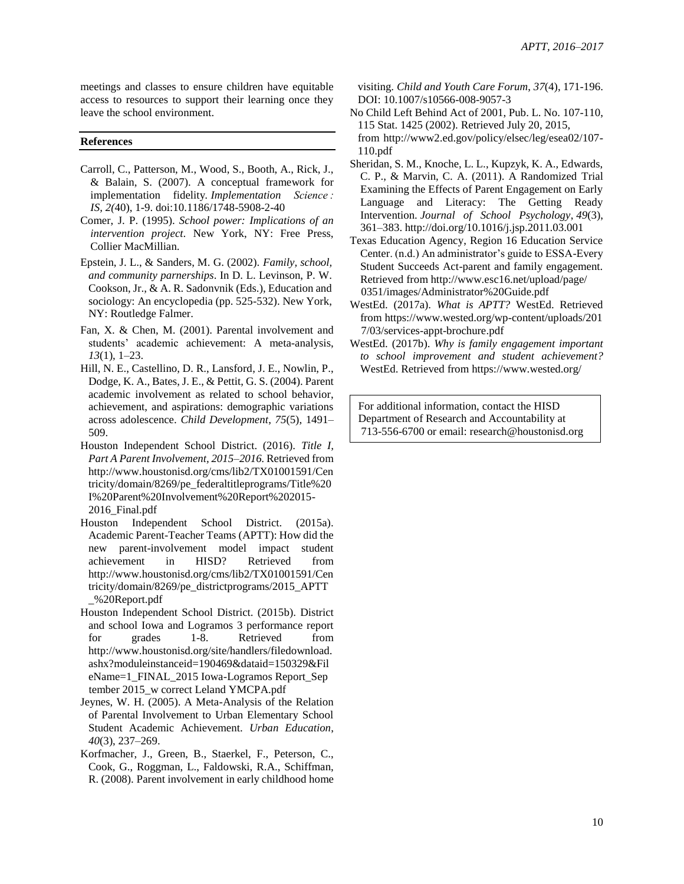meetings and classes to ensure children have equitable access to resources to support their learning once they leave the school environment.

## References

Carroll, C., Patterson, M., Wood, S., Booth, A., Rick, J., & Balain, S. (2007). A conceptual framework for implementation fidelity. *Implementation Science : IS, 2(*40), 1-9. doi:10.1186/1748-5908-2-40

Comer, J. P. (1995). *School power: Implications of an intervention project*. New York, NY: Free Press, Collier MacMillian.

Epstein, J. L., & Sanders, M. G. (2002). *Family, school, and community parnerships*. In D. L. Levinson, P. W. Cookson, Jr., & A. R. Sadonvnik (Eds.), Education and sociology: An encyclopedia (pp. 525-532). New York, NY: Routledge Falmer.

Fan, X. & Chen, M. (2001). Parental involvement and students' academic achievement: A meta-analysis, *13*(1), 1–23.

Hill, N. E., Castellino, D. R., Lansford, J. E., Nowlin, P., Dodge, K. A., Bates, J. E., & Pettit, G. S. (2004). Parent academic involvement as related to school behavior, achievement, and aspirations: demographic variations across adolescence. *Child Development*, *75*(5), 1491–509.

Houston Independent School District. (2016). *Title I, Part A Parent Involvement, 2015–2016*. Retrieved from http://www.houstonisd.org/cms/lib2/TX01001591/Centricity/domain/8269/pe_federaltitleprograms/Title%20I%20Parent%20Involvement%20Report%202015-2016_Final.pdf

Houston Independent School District. (2015a). Academic Parent-Teacher Teams (APTT): How did the new parent-involvement model impact student achievement in HISD? Retrieved from http://www.houstonisd.org/cms/lib2/TX01001591/Centricity/domain/8269/pe_districtprograms/2015_APTT_%20Report.pdf

Houston Independent School District. (2015b). District and school Iowa and Logramos 3 performance report for grades 1-8. Retrieved from http://www.houstonisd.org/site/handlers/filedownload.ashx?moduleinstanceid=190469&dataid=150329&FileName=1_FINAL_2015 Iowa-Logramos Report_September 2015_w correct Leland YMCPA.pdf

Jeynes, W. H. (2005). A Meta-Analysis of the Relation of Parental Involvement to Urban Elementary School Student Academic Achievement. *Urban Education*, *40*(3), 237–269.

Korfmacher, J., Green, B., Staerkel, F., Peterson, C., Cook, G., Roggman, L., Faldowski, R.A., Schiffman, R. (2008). Parent involvement in early childhood home visiting. *Child and Youth Care Forum*, *37*(4), 171-196. DOI: 10.1007/s10566-008-9057-3

No Child Left Behind Act of 2001, Pub. L. No. 107-110, 115 Stat. 1425 (2002). Retrieved July 20, 2015, from http://www2.ed.gov/policy/elsec/leg/esea02/107-110.pdf

Sheridan, S. M., Knoche, L. L., Kupzyk, K. A., Edwards, C. P., & Marvin, C. A. (2011). A Randomized Trial Examining the Effects of Parent Engagement on Early Language and Literacy: The Getting Ready Intervention. *Journal of School Psychology*, *49*(3), 361–383. http://doi.org/10.1016/j.jsp.2011.03.001

Texas Education Agency, Region 16 Education Service Center. (n.d.) An administrator's guide to ESSA-Every Student Succeeds Act-parent and family engagement. Retrieved from http://www.esc16.net/upload/page/0351/images/Administrator%20Guide.pdf

WestEd. (2017a). *What is APTT?* WestEd. Retrieved from https://www.wested.org/wp-content/uploads/2017/03/services-appt-brochure.pdf

WestEd. (2017b). *Why is family engagement important to school improvement and student achievement?* WestEd. Retrieved from https://www.wested.org/

For additional information, contact the HISD Department of Research and Accountability at 713-556-6700 or email: research@houstonisd.org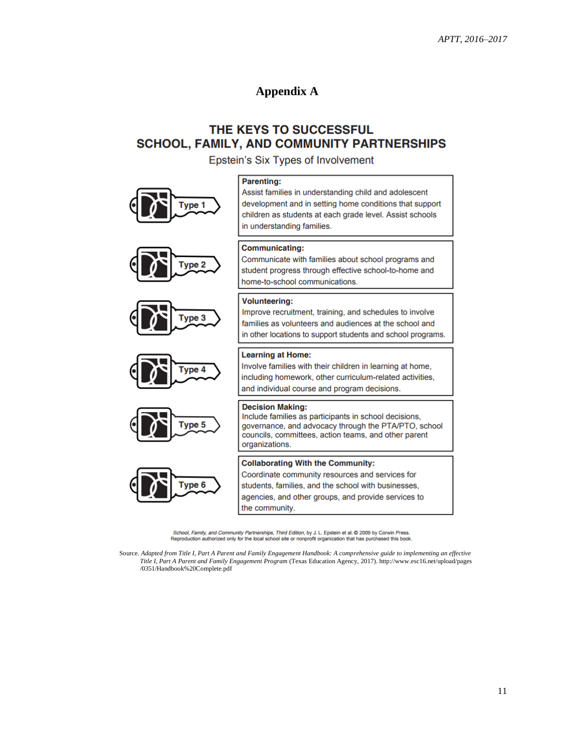# Appendix A

## THE KEYS TO SUCCESSFUL SCHOOL, FAMILY, AND COMMUNITY PARTNERSHIPS

Epstein's Six Types of Involvement

| Type | Description |
|---|---|
| Type 1 | **Parenting:** Assist families in understanding child and adolescent development and in setting home conditions that support children as students at each grade level. Assist schools in understanding families. |
| Type 2 | **Communicating:** Communicate with families about school programs and student progress through effective school-to-home and home-to-school communications. |
| Type 3 | **Volunteering:** Improve recruitment, training, and schedules to involve families as volunteers and audiences at the school and in other locations to support students and school programs. |
| Type 4 | **Learning at Home:** Involve families with their children in learning at home, including homework, other curriculum-related activities, and individual course and program decisions. |
| Type 5 | **Decision Making:** Include families as participants in school decisions, governance, and advocacy through the PTA/PTO, school councils, committees, action teams, and other parent organizations. |
| Type 6 | **Collaborating With the Community:** Coordinate community resources and services for students, families, and the school with businesses, agencies, and other groups, and provide services to the community. |

*School, Family, and Community Partnerships, Third Edition*, by J. L. Epstein et al. © 2009 by Corwin Press. Reproduction authorized only for the local school site or nonprofit organization that has purchased this book.

Source. *Adapted from Title I, Part A Parent and Family Engagement Handbook: A comprehensive guide to implementing an effective Title I, Part A Parent and Family Engagement Program* (Texas Education Agency, 2017). http://www.esc16.net/upload/pages/0351/Handbook%20Complete.pdf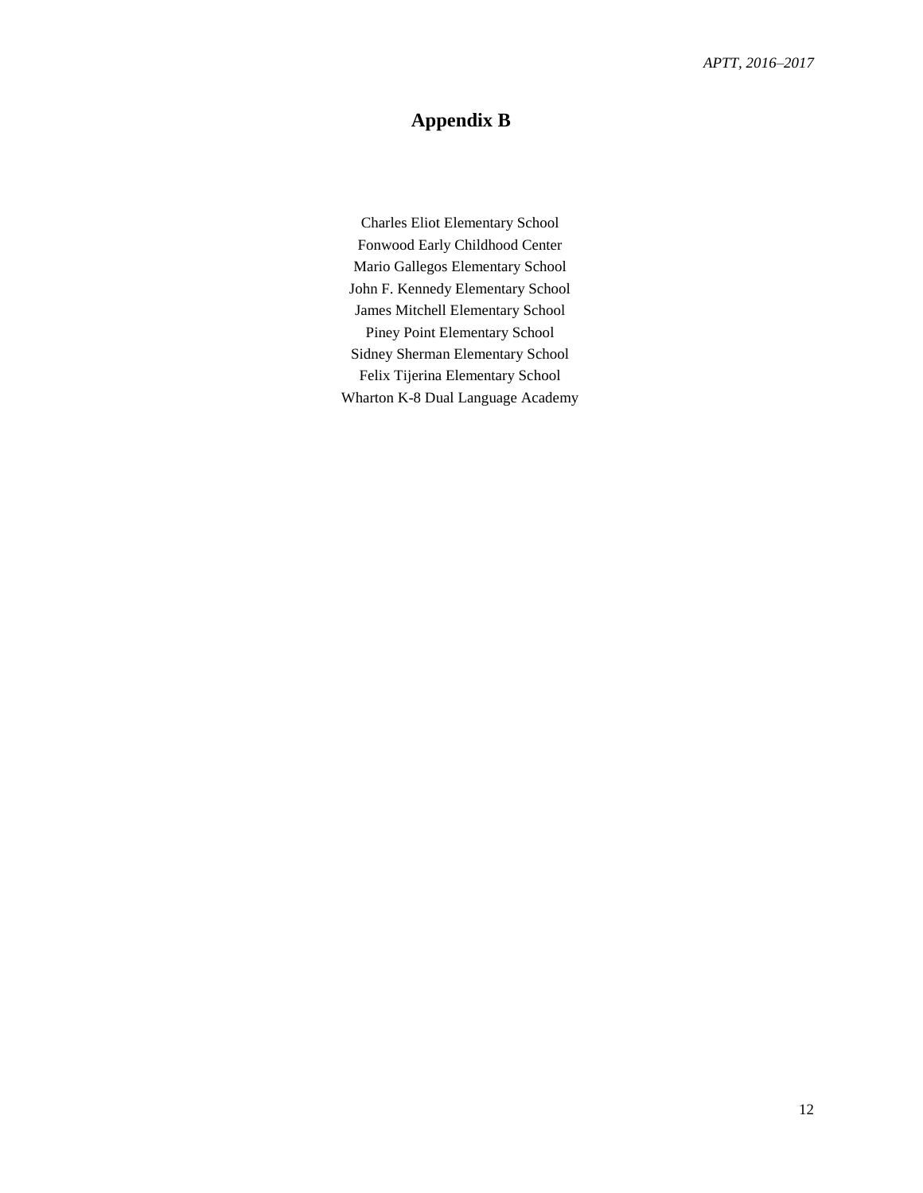# Appendix B

Charles Eliot Elementary School
Fonwood Early Childhood Center
Mario Gallegos Elementary School
John F. Kennedy Elementary School
James Mitchell Elementary School
Piney Point Elementary School
Sidney Sherman Elementary School
Felix Tijerina Elementary School
Wharton K-8 Dual Language Academy